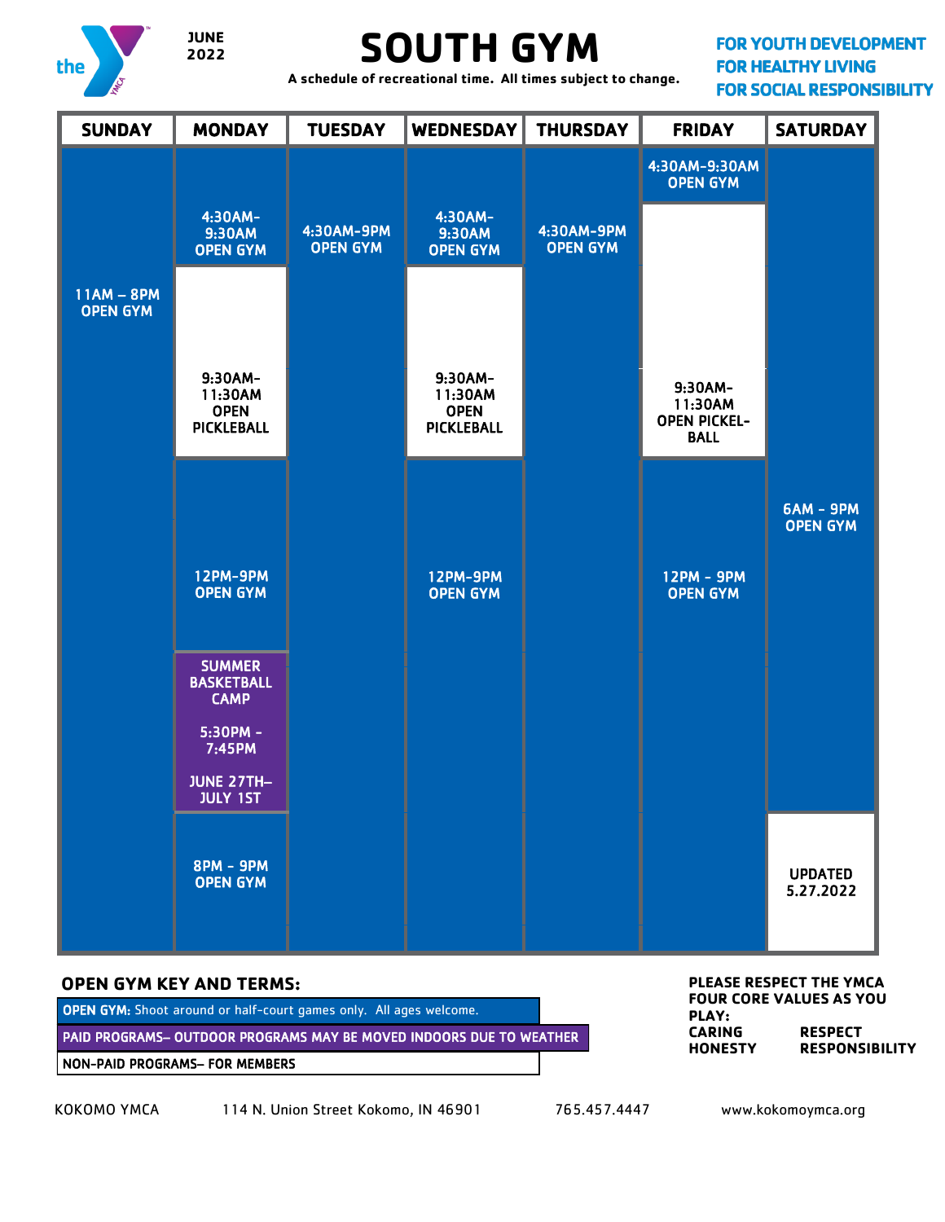JUNE 2022

# SOUTH GYM

A schedule of recreational time. All times subject to change.

**FOR YOUTH DEVELOPMENT**
**FOR HEALTHY LIVING**
**FOR SOCIAL RESPONSIBILITY**

| SUNDAY | MONDAY | TUESDAY | WEDNESDAY | THURSDAY | FRIDAY | SATURDAY |
|---|---|---|---|---|---|---|
| 11AM – 8PM OPEN GYM | 4:30AM-9:30AM OPEN GYM | 4:30AM-9PM OPEN GYM | 4:30AM-9:30AM OPEN GYM | 4:30AM-9PM OPEN GYM | 4:30AM-9:30AM OPEN GYM | 6AM - 9PM OPEN GYM |
| | 9:30AM-11:30AM OPEN PICKLEBALL | | 9:30AM-11:30AM OPEN PICKLEBALL | | 9:30AM-11:30AM OPEN PICKEL-BALL | |
| | 12PM-9PM OPEN GYM | | 12PM-9PM OPEN GYM | | 12PM - 9PM OPEN GYM | |
| | SUMMER BASKETBALL CAMP 5:30PM - 7:45PM JUNE 27TH– JULY 1ST | | | | | |
| | 8PM - 9PM OPEN GYM | | | | | UPDATED 5.27.2022 |

## OPEN GYM KEY AND TERMS:

**OPEN GYM:** Shoot around or half-court games only. All ages welcome.

**PAID PROGRAMS– OUTDOOR PROGRAMS MAY BE MOVED INDOORS DUE TO WEATHER**

**NON-PAID PROGRAMS– FOR MEMBERS**

**PLEASE RESPECT THE YMCA FOUR CORE VALUES AS YOU PLAY:**
**CARING** **RESPECT**
**HONESTY** **RESPONSIBILITY**

KOKOMO YMCA 114 N. Union Street Kokomo, IN 46901 765.457.4447 www.kokomoymca.org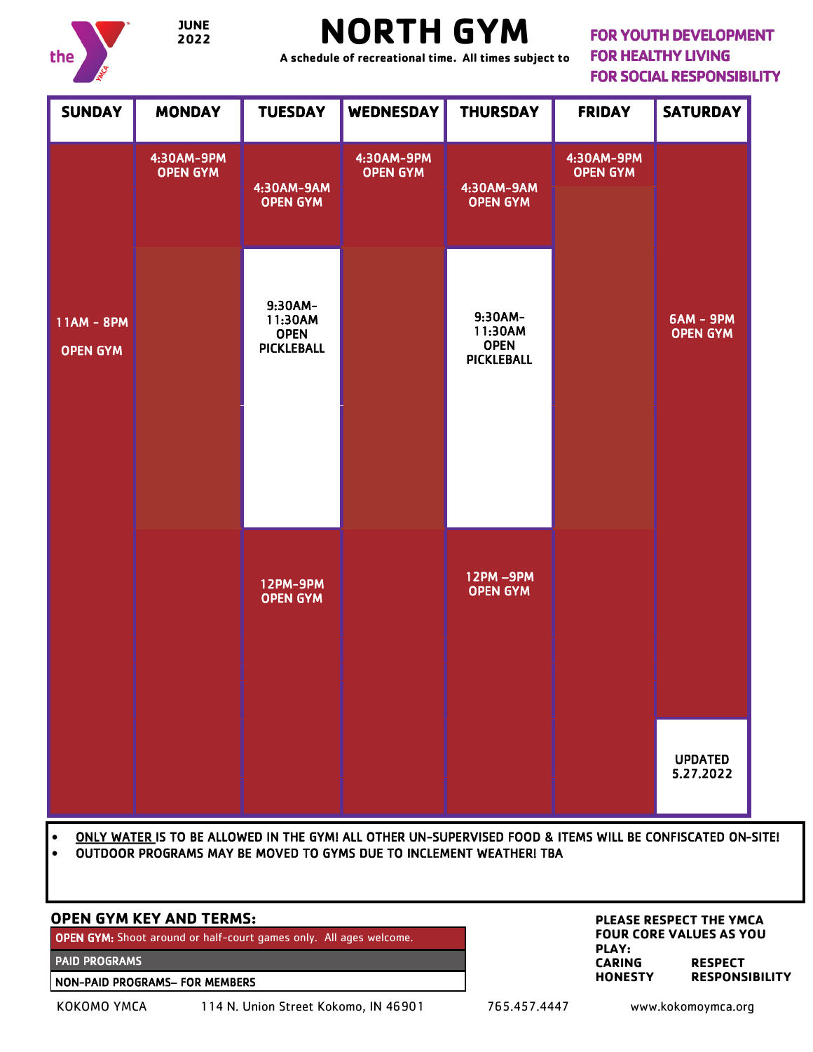JUNE 2022

# NORTH GYM

A schedule of recreational time. All times subject to

**FOR YOUTH DEVELOPMENT**
**FOR HEALTHY LIVING**
**FOR SOCIAL RESPONSIBILITY**

| SUNDAY | MONDAY | TUESDAY | WEDNESDAY | THURSDAY | FRIDAY | SATURDAY |
|---|---|---|---|---|---|---|
| 11AM - 8PM OPEN GYM | 4:30AM-9PM OPEN GYM | 4:30AM-9AM OPEN GYM | 4:30AM-9PM OPEN GYM | 4:30AM-9AM OPEN GYM | 4:30AM-9PM OPEN GYM | 6AM - 9PM OPEN GYM |
| | | 9:30AM-11:30AM OPEN PICKLEBALL | | 9:30AM-11:30AM OPEN PICKLEBALL | | |
| | | 12PM-9PM OPEN GYM | | 12PM –9PM OPEN GYM | | |
| | | | | | | UPDATED 5.27.2022 |

- ONLY WATER IS TO BE ALLOWED IN THE GYM! ALL OTHER UN-SUPERVISED FOOD & ITEMS WILL BE CONFISCATED ON-SITE!
- OUTDOOR PROGRAMS MAY BE MOVED TO GYMS DUE TO INCLEMENT WEATHER! TBA

## OPEN GYM KEY AND TERMS:

**OPEN GYM:** Shoot around or half-court games only. All ages welcome.

PAID PROGRAMS

NON-PAID PROGRAMS– FOR MEMBERS

**PLEASE RESPECT THE YMCA FOUR CORE VALUES AS YOU PLAY:**

**CARING RESPECT**
**HONESTY RESPONSIBILITY**

KOKOMO YMCA 114 N. Union Street Kokomo, IN 46901 765.457.4447 www.kokomoymca.org